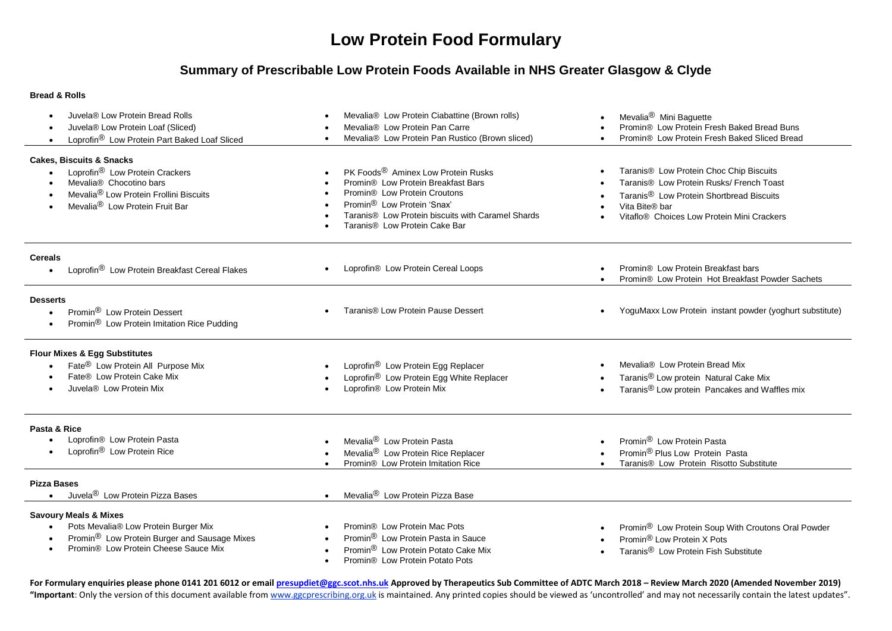# Low Protein Food Formulary

## Summary of Prescribable Low Protein Foods Available in NHS Greater Glasgow & Clyde

### Bread & Rolls

- Juvela® Low Protein Bread Rolls
- Juvela® Low Protein Loaf (Sliced)
- Loprofin® Low Protein Part Baked Loaf Sliced
- Mevalia® Low Protein Ciabattine (Brown rolls)
- Mevalia® Low Protein Pan Carre
- Mevalia® Low Protein Pan Rustico (Brown sliced)
- Mevalia® Mini Baguette
- Promin® Low Protein Fresh Baked Bread Buns
- Promin® Low Protein Fresh Baked Sliced Bread

### Cakes, Biscuits & Snacks

- Loprofin® Low Protein Crackers
- Mevalia® Chocotino bars
- Mevalia® Low Protein Frollini Biscuits
- Mevalia® Low Protein Fruit Bar
- PK Foods® Aminex Low Protein Rusks
- Promin® Low Protein Breakfast Bars
- Promin® Low Protein Croutons
- Promin® Low Protein 'Snax'
- Taranis® Low Protein biscuits with Caramel Shards
- Taranis® Low Protein Cake Bar
- Taranis® Low Protein Choc Chip Biscuits
- Taranis® Low Protein Rusks/ French Toast
- Taranis® Low Protein Shortbread Biscuits
- Vita Bite® bar
- Vitaflo® Choices Low Protein Mini Crackers

### Cereals

- Loprofin® Low Protein Breakfast Cereal Flakes
- Loprofin® Low Protein Cereal Loops
- Promin® Low Protein Breakfast bars
- Promin® Low Protein Hot Breakfast Powder Sachets

### Desserts

- Promin® Low Protein Dessert
- Promin® Low Protein Imitation Rice Pudding
- Taranis® Low Protein Pause Dessert
- YoguMaxx Low Protein instant powder (yoghurt substitute)

### Flour Mixes & Egg Substitutes

- Fate® Low Protein All Purpose Mix
- Fate® Low Protein Cake Mix
- Juvela® Low Protein Mix
- Loprofin® Low Protein Egg Replacer
- Loprofin® Low Protein Egg White Replacer
- Loprofin® Low Protein Mix
- Mevalia® Low Protein Bread Mix
- Taranis® Low protein Natural Cake Mix
- Taranis® Low protein Pancakes and Waffles mix

### Pasta & Rice

- Loprofin® Low Protein Pasta
- Loprofin® Low Protein Rice
- Mevalia® Low Protein Pasta
- Mevalia® Low Protein Rice Replacer
- Promin® Low Protein Imitation Rice
- Promin® Low Protein Pasta
- Promin® Plus Low Protein Pasta
- Taranis® Low Protein Risotto Substitute

### Pizza Bases

- Juvela® Low Protein Pizza Bases
- Mevalia® Low Protein Pizza Base

### Savoury Meals & Mixes

- Pots Mevalia® Low Protein Burger Mix
- Promin® Low Protein Burger and Sausage Mixes
- Promin® Low Protein Cheese Sauce Mix
- Promin® Low Protein Mac Pots
- Promin® Low Protein Pasta in Sauce
- Promin® Low Protein Potato Cake Mix
- Promin® Low Protein Potato Pots
- Promin® Low Protein Soup With Croutons Oral Powder
- Promin® Low Protein X Pots
- Taranis® Low Protein Fish Substitute

**For Formulary enquiries please phone 0141 201 6012 or email presupdiet@ggc.scot.nhs.uk Approved by Therapeutics Sub Committee of ADTC March 2018 – Review March 2020 (Amended November 2019)**

**"Important**: Only the version of this document available from www.ggcprescribing.org.uk is maintained. Any printed copies should be viewed as 'uncontrolled' and may not necessarily contain the latest updates".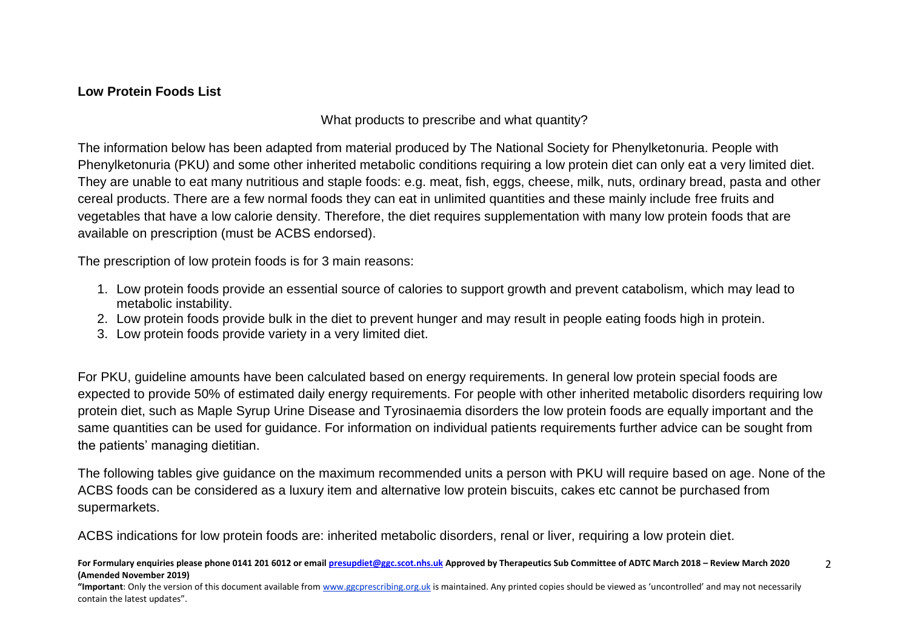**Low Protein Foods List**

What products to prescribe and what quantity?

The information below has been adapted from material produced by The National Society for Phenylketonuria. People with Phenylketonuria (PKU) and some other inherited metabolic conditions requiring a low protein diet can only eat a very limited diet. They are unable to eat many nutritious and staple foods: e.g. meat, fish, eggs, cheese, milk, nuts, ordinary bread, pasta and other cereal products. There are a few normal foods they can eat in unlimited quantities and these mainly include free fruits and vegetables that have a low calorie density. Therefore, the diet requires supplementation with many low protein foods that are available on prescription (must be ACBS endorsed).

The prescription of low protein foods is for 3 main reasons:

1. Low protein foods provide an essential source of calories to support growth and prevent catabolism, which may lead to metabolic instability.
2. Low protein foods provide bulk in the diet to prevent hunger and may result in people eating foods high in protein.
3. Low protein foods provide variety in a very limited diet.

For PKU, guideline amounts have been calculated based on energy requirements. In general low protein special foods are expected to provide 50% of estimated daily energy requirements. For people with other inherited metabolic disorders requiring low protein diet, such as Maple Syrup Urine Disease and Tyrosinaemia disorders the low protein foods are equally important and the same quantities can be used for guidance. For information on individual patients requirements further advice can be sought from the patients' managing dietitian.

The following tables give guidance on the maximum recommended units a person with PKU will require based on age. None of the ACBS foods can be considered as a luxury item and alternative low protein biscuits, cakes etc cannot be purchased from supermarkets.

ACBS indications for low protein foods are: inherited metabolic disorders, renal or liver, requiring a low protein diet.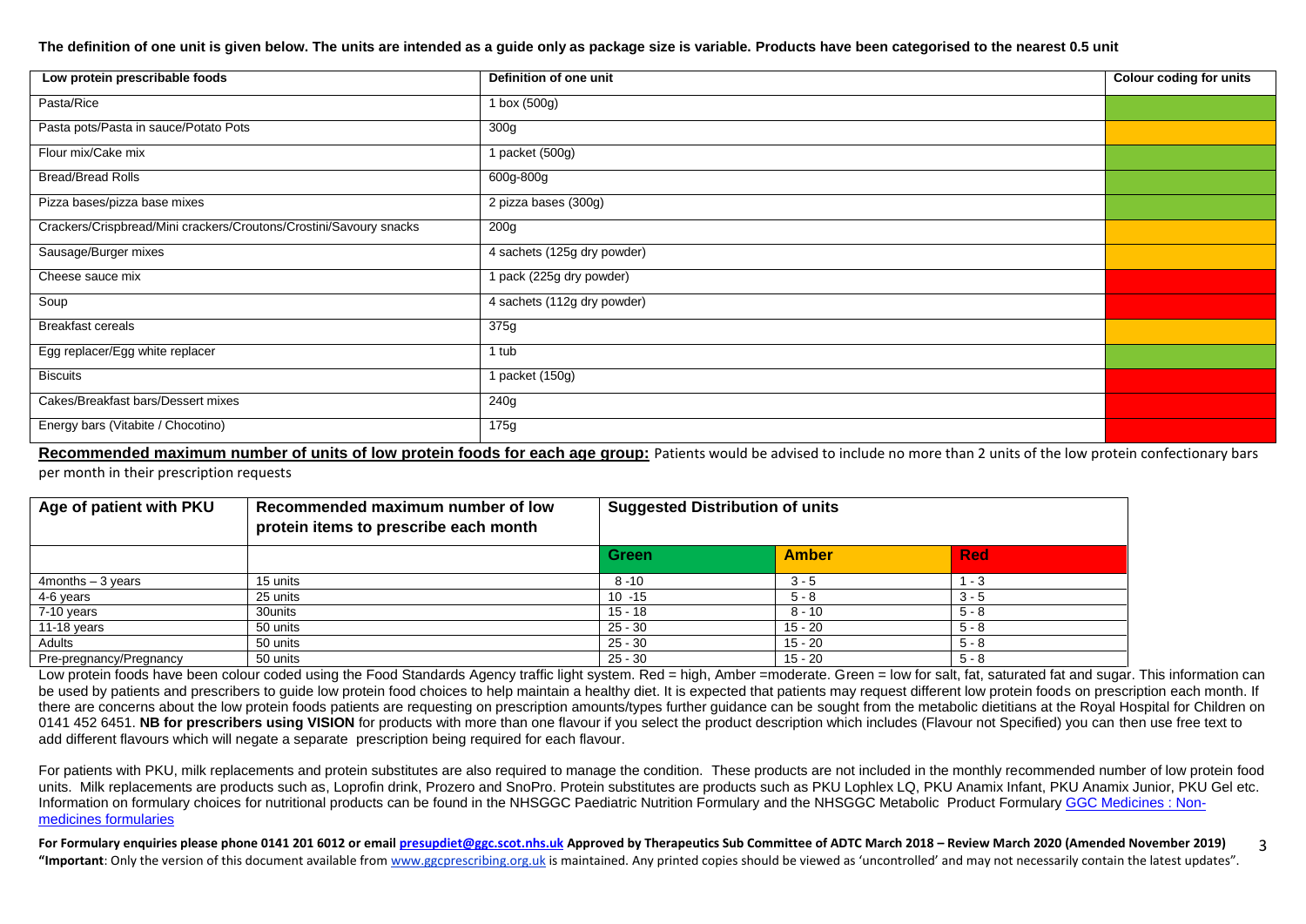**The definition of one unit is given below. The units are intended as a guide only as package size is variable. Products have been categorised to the nearest 0.5 unit**

| Low protein prescribable foods | Definition of one unit | Colour coding for units |
|---|---|---|
| Pasta/Rice | 1 box (500g) | Green |
| Pasta pots/Pasta in sauce/Potato Pots | 300g | Amber |
| Flour mix/Cake mix | 1 packet (500g) | Green |
| Bread/Bread Rolls | 600g-800g | Green |
| Pizza bases/pizza base mixes | 2 pizza bases (300g) | Green |
| Crackers/Crispbread/Mini crackers/Croutons/Crostini/Savoury snacks | 200g | Amber |
| Sausage/Burger mixes | 4 sachets (125g dry powder) | Amber |
| Cheese sauce mix | 1 pack (225g dry powder) | Red |
| Soup | 4 sachets (112g dry powder) | Red |
| Breakfast cereals | 375g | Amber |
| Egg replacer/Egg white replacer | 1 tub | Green |
| Biscuits | 1 packet (150g) | Red |
| Cakes/Breakfast bars/Dessert mixes | 240g | Red |
| Energy bars (Vitabite / Chocotino) | 175g | Red |

**Recommended maximum number of units of low protein foods for each age group:** Patients would be advised to include no more than 2 units of the low protein confectionary bars per month in their prescription requests

| Age of patient with PKU | Recommended maximum number of low protein items to prescribe each month | Suggested Distribution of units | | |
|---|---|---|---|---|
| | | **Green** | **Amber** | **Red** |
| 4months – 3 years | 15 units | 8 -10 | 3 - 5 | 1 - 3 |
| 4-6 years | 25 units | 10 -15 | 5 - 8 | 3 - 5 |
| 7-10 years | 30units | 15 - 18 | 8 - 10 | 5 - 8 |
| 11-18 years | 50 units | 25 - 30 | 15 - 20 | 5 - 8 |
| Adults | 50 units | 25 - 30 | 15 - 20 | 5 - 8 |
| Pre-pregnancy/Pregnancy | 50 units | 25 - 30 | 15 - 20 | 5 - 8 |

Low protein foods have been colour coded using the Food Standards Agency traffic light system. Red = high, Amber =moderate. Green = low for salt, fat, saturated fat and sugar. This information can be used by patients and prescribers to guide low protein food choices to help maintain a healthy diet. It is expected that patients may request different low protein foods on prescription each month. If there are concerns about the low protein foods patients are requesting on prescription amounts/types further guidance can be sought from the metabolic dietitians at the Royal Hospital for Children on 0141 452 6451. **NB for prescribers using VISION** for products with more than one flavour if you select the product description which includes (Flavour not Specified) you can then use free text to add different flavours which will negate a separate prescription being required for each flavour.

For patients with PKU, milk replacements and protein substitutes are also required to manage the condition. These products are not included in the monthly recommended number of low protein food units. Milk replacements are products such as, Loprofin drink, Prozero and SnoPro. Protein substitutes are products such as PKU Lophlex LQ, PKU Anamix Infant, PKU Anamix Junior, PKU Gel etc. Information on formulary choices for nutritional products can be found in the NHSGGC Paediatric Nutrition Formulary and the NHSGGC Metabolic Product Formulary [GGC Medicines : Non-medicines formularies]

**For Formulary enquiries please phone 0141 201 6012 or email presupdiet@ggc.scot.nhs.uk Approved by Therapeutics Sub Committee of ADTC March 2018 – Review March 2020 (Amended November 2019)**

**"Important**: Only the version of this document available from www.ggcprescribing.org.uk is maintained. Any printed copies should be viewed as 'uncontrolled' and may not necessarily contain the latest updates".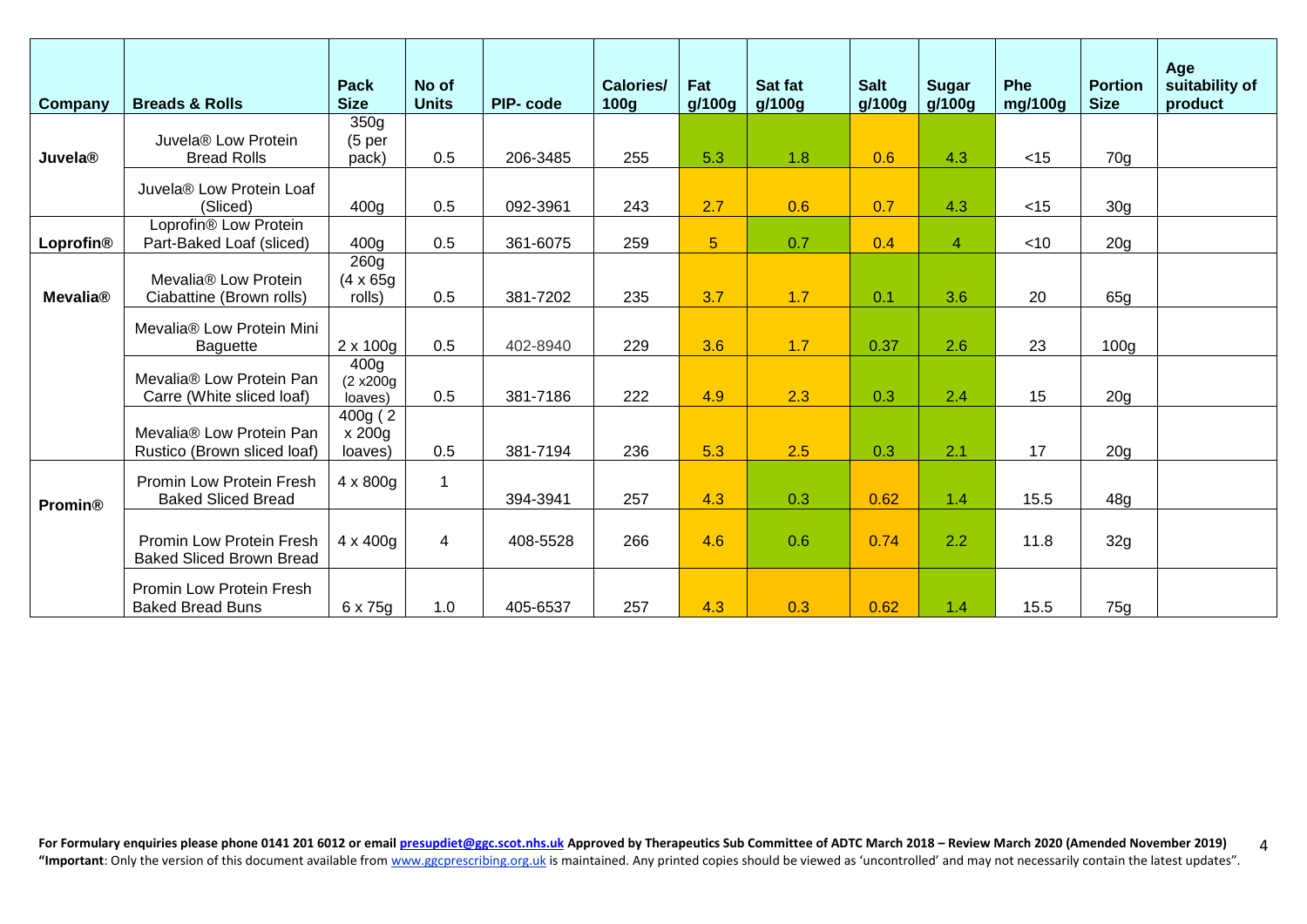| Company | Breads & Rolls | Pack Size | No of Units | PIP- code | Calories/ 100g | Fat g/100g | Sat fat g/100g | Salt g/100g | Sugar g/100g | Phe mg/100g | Portion Size | Age suitability of product |
|---|---|---|---|---|---|---|---|---|---|---|---|---|
| **Juvela®** | Juvela® Low Protein Bread Rolls | 350g (5 per pack) | 0.5 | 206-3485 | 255 | 5.3 | 1.8 | 0.6 | 4.3 | <15 | 70g | |
| | Juvela® Low Protein Loaf (Sliced) | 400g | 0.5 | 092-3961 | 243 | 2.7 | 0.6 | 0.7 | 4.3 | <15 | 30g | |
| **Loprofin®** | Loprofin® Low Protein Part-Baked Loaf (sliced) | 400g | 0.5 | 361-6075 | 259 | 5 | 0.7 | 0.4 | 4 | <10 | 20g | |
| **Mevalia®** | Mevalia® Low Protein Ciabattine (Brown rolls) | 260g (4 x 65g rolls) | 0.5 | 381-7202 | 235 | 3.7 | 1.7 | 0.1 | 3.6 | 20 | 65g | |
| | Mevalia® Low Protein Mini Baguette | 2 x 100g | 0.5 | 402-8940 | 229 | 3.6 | 1.7 | 0.37 | 2.6 | 23 | 100g | |
| | Mevalia® Low Protein Pan Carre (White sliced loaf) | 400g (2 x200g loaves) | 0.5 | 381-7186 | 222 | 4.9 | 2.3 | 0.3 | 2.4 | 15 | 20g | |
| | Mevalia® Low Protein Pan Rustico (Brown sliced loaf) | 400g ( 2 x 200g loaves) | 0.5 | 381-7194 | 236 | 5.3 | 2.5 | 0.3 | 2.1 | 17 | 20g | |
| **Promin®** | Promin Low Protein Fresh Baked Sliced Bread | 4 x 800g | 1 | 394-3941 | 257 | 4.3 | 0.3 | 0.62 | 1.4 | 15.5 | 48g | |
| | Promin Low Protein Fresh Baked Sliced Brown Bread | 4 x 400g | 4 | 408-5528 | 266 | 4.6 | 0.6 | 0.74 | 2.2 | 11.8 | 32g | |
| | Promin Low Protein Fresh Baked Bread Buns | 6 x 75g | 1.0 | 405-6537 | 257 | 4.3 | 0.3 | 0.62 | 1.4 | 15.5 | 75g | |

**For Formulary enquiries please phone 0141 201 6012 or email presupdiet@ggc.scot.nhs.uk Approved by Therapeutics Sub Committee of ADTC March 2018 – Review March 2020 (Amended November 2019)**

**"Important**: Only the version of this document available from www.ggcprescribing.org.uk is maintained. Any printed copies should be viewed as 'uncontrolled' and may not necessarily contain the latest updates".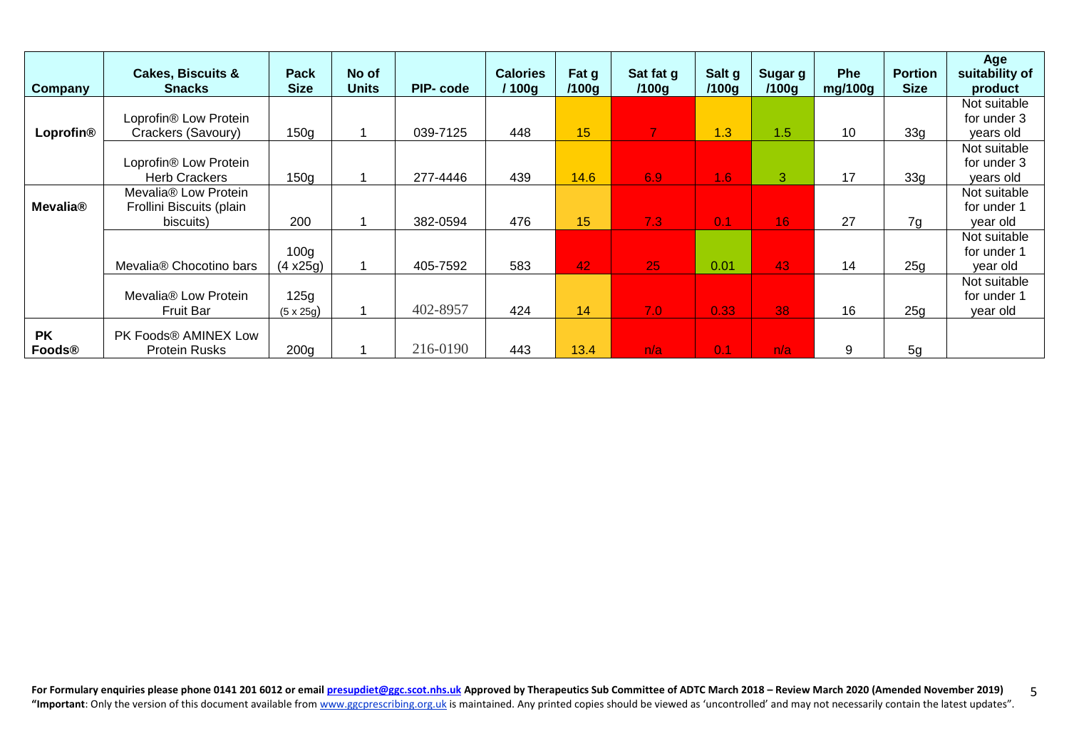| Company | Cakes, Biscuits & Snacks | Pack Size | No of Units | PIP- code | Calories / 100g | Fat g /100g | Sat fat g /100g | Salt g /100g | Sugar g /100g | Phe mg/100g | Portion Size | Age suitability of product |
|---|---|---|---|---|---|---|---|---|---|---|---|---|
| **Loprofin®** | Loprofin® Low Protein Crackers (Savoury) | 150g | 1 | 039-7125 | 448 | 15 | 7 | 1.3 | 1.5 | 10 | 33g | Not suitable for under 3 years old |
| | Loprofin® Low Protein Herb Crackers | 150g | 1 | 277-4446 | 439 | 14.6 | 6.9 | 1.6 | 3 | 17 | 33g | Not suitable for under 3 years old |
| **Mevalia®** | Mevalia® Low Protein Frollini Biscuits (plain biscuits) | 200 | 1 | 382-0594 | 476 | 15 | 7.3 | 0.1 | 16 | 27 | 7g | Not suitable for under 1 year old |
| | Mevalia® Chocotino bars | 100g (4 x25g) | 1 | 405-7592 | 583 | 42 | 25 | 0.01 | 43 | 14 | 25g | Not suitable for under 1 year old |
| | Mevalia® Low Protein Fruit Bar | 125g (5 x 25g) | 1 | 402-8957 | 424 | 14 | 7.0 | 0.33 | 38 | 16 | 25g | Not suitable for under 1 year old |
| **PK Foods®** | PK Foods® AMINEX Low Protein Rusks | 200g | 1 | 216-0190 | 443 | 13.4 | n/a | 0.1 | n/a | 9 | 5g | |

**For Formulary enquiries please phone 0141 201 6012 or email presupdiet@ggc.scot.nhs.uk Approved by Therapeutics Sub Committee of ADTC March 2018 – Review March 2020 (Amended November 2019)**

**"Important**: Only the version of this document available from www.ggcprescribing.org.uk is maintained. Any printed copies should be viewed as 'uncontrolled' and may not necessarily contain the latest updates".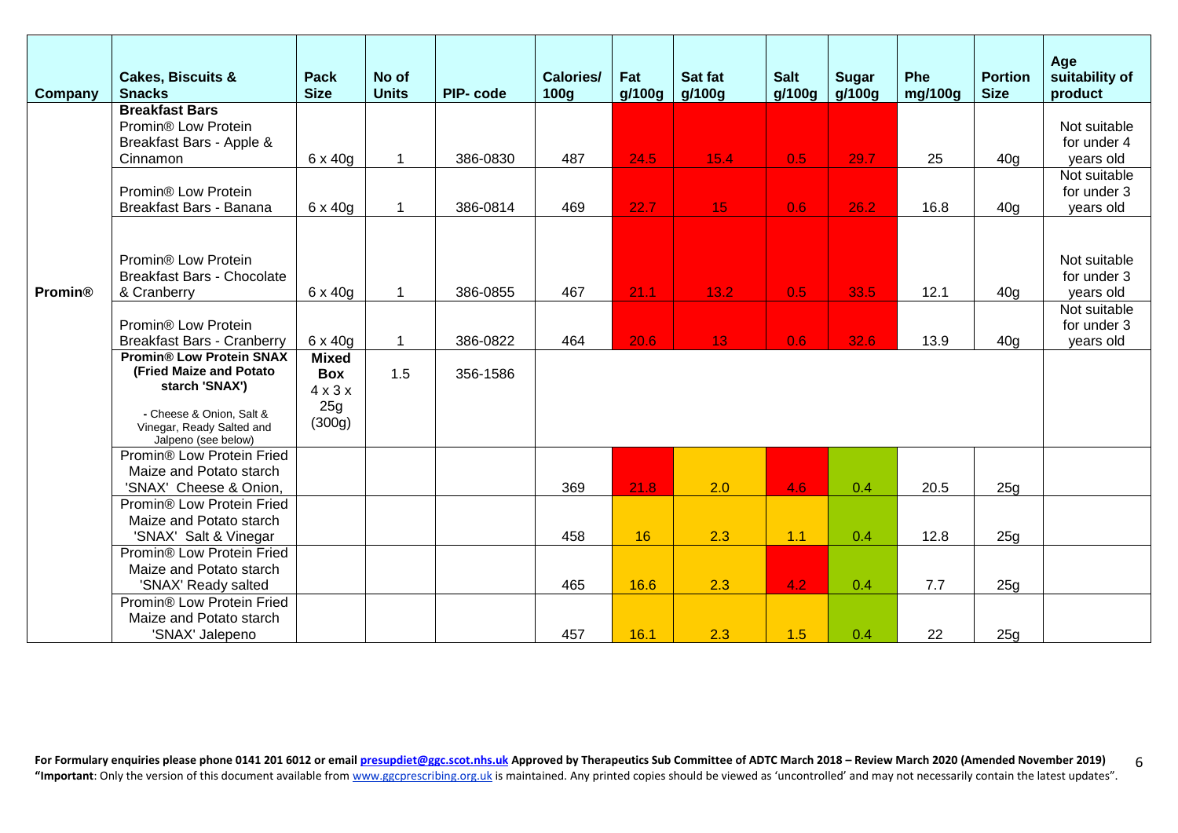| Company | Cakes, Biscuits & Snacks | Pack Size | No of Units | PIP- code | Calories/ 100g | Fat g/100g | Sat fat g/100g | Salt g/100g | Sugar g/100g | Phe mg/100g | Portion Size | Age suitability of product |
|---|---|---|---|---|---|---|---|---|---|---|---|---|
| Promin® | **Breakfast Bars** Promin® Low Protein Breakfast Bars - Apple & Cinnamon | 6 x 40g | 1 | 386-0830 | 487 | 24.5 | 15.4 | 0.5 | 29.7 | 25 | 40g | Not suitable for under 4 years old |
| | Promin® Low Protein Breakfast Bars - Banana | 6 x 40g | 1 | 386-0814 | 469 | 22.7 | 15 | 0.6 | 26.2 | 16.8 | 40g | Not suitable for under 3 years old |
| | Promin® Low Protein Breakfast Bars - Chocolate & Cranberry | 6 x 40g | 1 | 386-0855 | 467 | 21.1 | 13.2 | 0.5 | 33.5 | 12.1 | 40g | Not suitable for under 3 years old |
| | Promin® Low Protein Breakfast Bars - Cranberry | 6 x 40g | 1 | 386-0822 | 464 | 20.6 | 13 | 0.6 | 32.6 | 13.9 | 40g | Not suitable for under 3 years old |
| | **Promin® Low Protein SNAX (Fried Maize and Potato starch 'SNAX')** - Cheese & Onion, Salt & Vinegar, Ready Salted and Jalpeno (see below) | **Mixed Box** 4 x 3 x 25g (300g) | 1.5 | 356-1586 | | | | | | | | |
| | Promin® Low Protein Fried Maize and Potato starch 'SNAX' Cheese & Onion, | | | | 369 | 21.8 | 2.0 | 4.6 | 0.4 | 20.5 | 25g | |
| | Promin® Low Protein Fried Maize and Potato starch 'SNAX' Salt & Vinegar | | | | 458 | 16 | 2.3 | 1.1 | 0.4 | 12.8 | 25g | |
| | Promin® Low Protein Fried Maize and Potato starch 'SNAX' Ready salted | | | | 465 | 16.6 | 2.3 | 4.2 | 0.4 | 7.7 | 25g | |
| | Promin® Low Protein Fried Maize and Potato starch 'SNAX' Jalepeno | | | | 457 | 16.1 | 2.3 | 1.5 | 0.4 | 22 | 25g | |

**For Formulary enquiries please phone 0141 201 6012 or email presupdiet@ggc.scot.nhs.uk Approved by Therapeutics Sub Committee of ADTC March 2018 – Review March 2020 (Amended November 2019)**

**"Important**: Only the version of this document available from www.ggcprescribing.org.uk is maintained. Any printed copies should be viewed as 'uncontrolled' and may not necessarily contain the latest updates".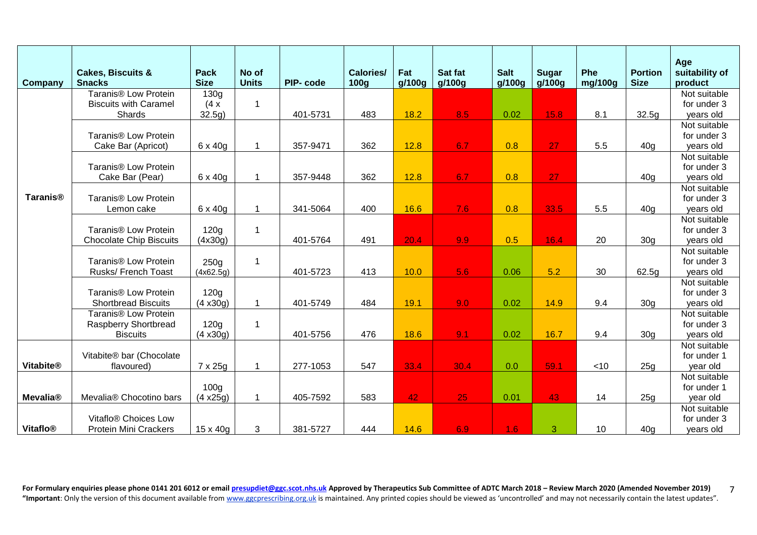| Company | Cakes, Biscuits & Snacks | Pack Size | No of Units | PIP- code | Calories/ 100g | Fat g/100g | Sat fat g/100g | Salt g/100g | Sugar g/100g | Phe mg/100g | Portion Size | Age suitability of product |
|---|---|---|---|---|---|---|---|---|---|---|---|---|
| Taranis® | Taranis® Low Protein Biscuits with Caramel Shards | 130g (4 x 32.5g) | 1 | 401-5731 | 483 | 18.2 | 8.5 | 0.02 | 15.8 | 8.1 | 32.5g | Not suitable for under 3 years old |
| | Taranis® Low Protein Cake Bar (Apricot) | 6 x 40g | 1 | 357-9471 | 362 | 12.8 | 6.7 | 0.8 | 27 | 5.5 | 40g | Not suitable for under 3 years old |
| | Taranis® Low Protein Cake Bar (Pear) | 6 x 40g | 1 | 357-9448 | 362 | 12.8 | 6.7 | 0.8 | 27 | | 40g | Not suitable for under 3 years old |
| | Taranis® Low Protein Lemon cake | 6 x 40g | 1 | 341-5064 | 400 | 16.6 | 7.6 | 0.8 | 33.5 | 5.5 | 40g | Not suitable for under 3 years old |
| | Taranis® Low Protein Chocolate Chip Biscuits | 120g (4x30g) | 1 | 401-5764 | 491 | 20.4 | 9.9 | 0.5 | 16.4 | 20 | 30g | Not suitable for under 3 years old |
| | Taranis® Low Protein Rusks/ French Toast | 250g (4x62.5g) | 1 | 401-5723 | 413 | 10.0 | 5.6 | 0.06 | 5.2 | 30 | 62.5g | Not suitable for under 3 years old |
| | Taranis® Low Protein Shortbread Biscuits | 120g (4 x30g) | 1 | 401-5749 | 484 | 19.1 | 9.0 | 0.02 | 14.9 | 9.4 | 30g | Not suitable for under 3 years old |
| | Taranis® Low Protein Raspberry Shortbread Biscuits | 120g (4 x30g) | 1 | 401-5756 | 476 | 18.6 | 9.1 | 0.02 | 16.7 | 9.4 | 30g | Not suitable for under 3 years old |
| Vitabite® | Vitabite® bar (Chocolate flavoured) | 7 x 25g | 1 | 277-1053 | 547 | 33.4 | 30.4 | 0.0 | 59.1 | <10 | 25g | Not suitable for under 1 year old |
| Mevalia® | Mevalia® Chocotino bars | 100g (4 x25g) | 1 | 405-7592 | 583 | 42 | 25 | 0.01 | 43 | 14 | 25g | Not suitable for under 1 year old |
| Vitaflo® | Vitaflo® Choices Low Protein Mini Crackers | 15 x 40g | 3 | 381-5727 | 444 | 14.6 | 6.9 | 1.6 | 3 | 10 | 40g | Not suitable for under 3 years old |

**For Formulary enquiries please phone 0141 201 6012 or email presupdiet@ggc.scot.nhs.uk Approved by Therapeutics Sub Committee of ADTC March 2018 – Review March 2020 (Amended November 2019)**

**"Important**: Only the version of this document available from www.ggcprescribing.org.uk is maintained. Any printed copies should be viewed as 'uncontrolled' and may not necessarily contain the latest updates".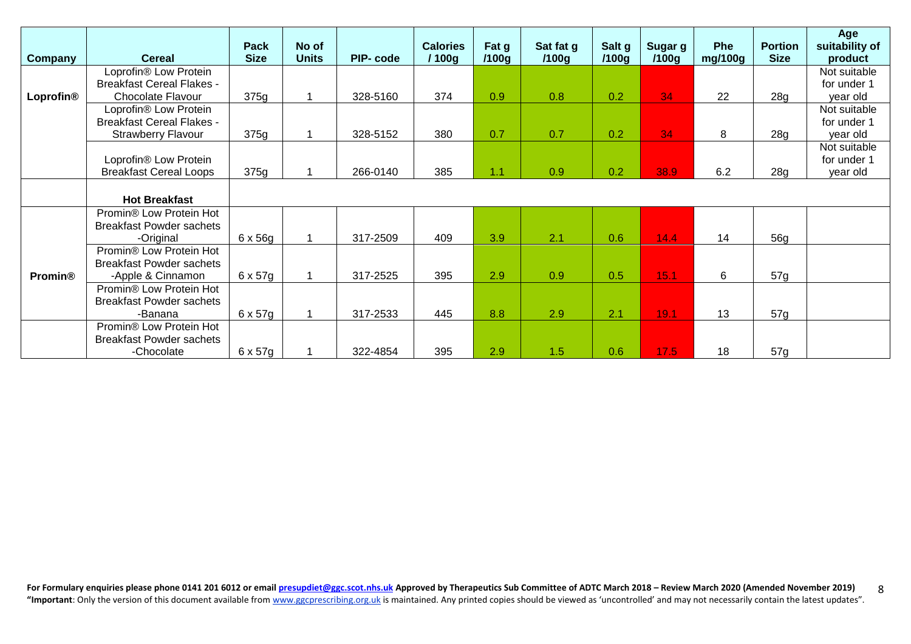| Company | Cereal | Pack Size | No of Units | PIP- code | Calories / 100g | Fat g /100g | Sat fat g /100g | Salt g /100g | Sugar g /100g | Phe mg/100g | Portion Size | Age suitability of product |
|---|---|---|---|---|---|---|---|---|---|---|---|---|
| Loprofin® | Loprofin® Low Protein Breakfast Cereal Flakes - Chocolate Flavour | 375g | 1 | 328-5160 | 374 | 0.9 | 0.8 | 0.2 | 34 | 22 | 28g | Not suitable for under 1 year old |
| | Loprofin® Low Protein Breakfast Cereal Flakes - Strawberry Flavour | 375g | 1 | 328-5152 | 380 | 0.7 | 0.7 | 0.2 | 34 | 8 | 28g | Not suitable for under 1 year old |
| | Loprofin® Low Protein Breakfast Cereal Loops | 375g | 1 | 266-0140 | 385 | 1.1 | 0.9 | 0.2 | 38.9 | 6.2 | 28g | Not suitable for under 1 year old |
| | **Hot Breakfast** | | | | | | | | | | | |
| Promin® | Promin® Low Protein Hot Breakfast Powder sachets -Original | 6 x 56g | 1 | 317-2509 | 409 | 3.9 | 2.1 | 0.6 | 14.4 | 14 | 56g | |
| | Promin® Low Protein Hot Breakfast Powder sachets -Apple & Cinnamon | 6 x 57g | 1 | 317-2525 | 395 | 2.9 | 0.9 | 0.5 | 15.1 | 6 | 57g | |
| | Promin® Low Protein Hot Breakfast Powder sachets -Banana | 6 x 57g | 1 | 317-2533 | 445 | 8.8 | 2.9 | 2.1 | 19.1 | 13 | 57g | |
| | Promin® Low Protein Hot Breakfast Powder sachets -Chocolate | 6 x 57g | 1 | 322-4854 | 395 | 2.9 | 1.5 | 0.6 | 17.5 | 18 | 57g | |

**For Formulary enquiries please phone 0141 201 6012 or email presupdiet@ggc.scot.nhs.uk Approved by Therapeutics Sub Committee of ADTC March 2018 – Review March 2020 (Amended November 2019)**
**"Important**: Only the version of this document available from www.ggcprescribing.org.uk is maintained. Any printed copies should be viewed as 'uncontrolled' and may not necessarily contain the latest updates".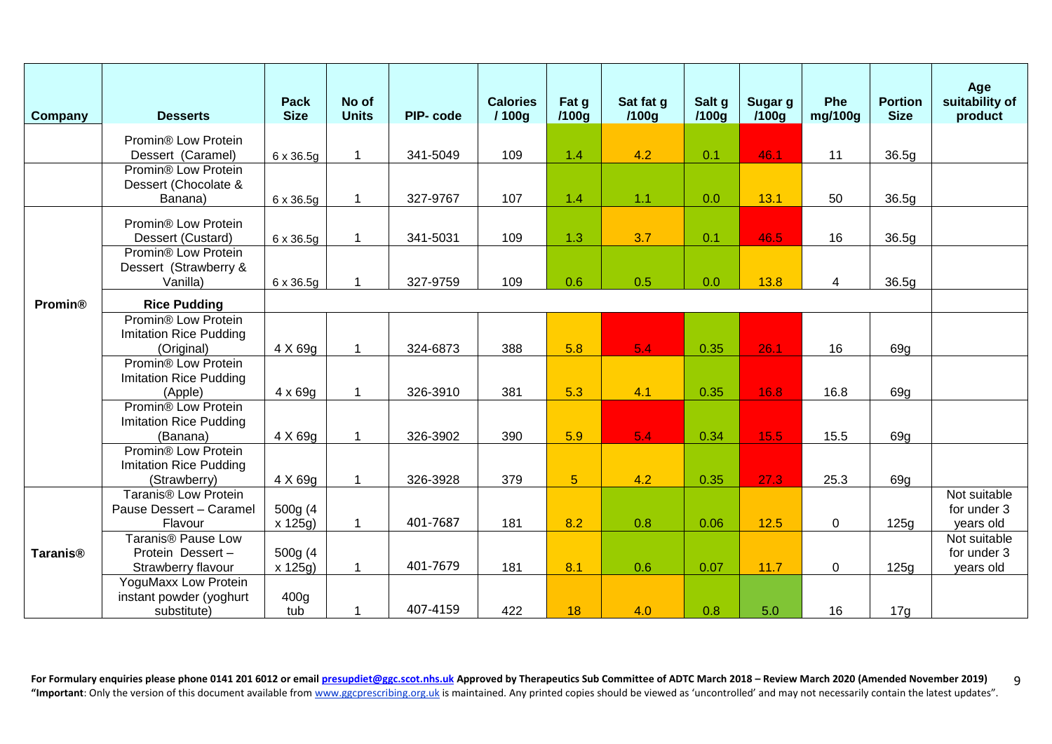| Company | Desserts | Pack Size | No of Units | PIP- code | Calories / 100g | Fat g /100g | Sat fat g /100g | Salt g /100g | Sugar g /100g | Phe mg/100g | Portion Size | Age suitability of product |
|---|---|---|---|---|---|---|---|---|---|---|---|---|
| | Promin® Low Protein Dessert (Caramel) | 6 x 36.5g | 1 | 341-5049 | 109 | 1.4 | 4.2 | 0.1 | 46.1 | 11 | 36.5g | |
| | Promin® Low Protein Dessert (Chocolate & Banana) | 6 x 36.5g | 1 | 327-9767 | 107 | 1.4 | 1.1 | 0.0 | 13.1 | 50 | 36.5g | |
| Promin® | Promin® Low Protein Dessert (Custard) | 6 x 36.5g | 1 | 341-5031 | 109 | 1.3 | 3.7 | 0.1 | 46.5 | 16 | 36.5g | |
| | Promin® Low Protein Dessert (Strawberry & Vanilla) | 6 x 36.5g | 1 | 327-9759 | 109 | 0.6 | 0.5 | 0.0 | 13.8 | 4 | 36.5g | |
| | **Rice Pudding** | | | | | | | | | | | |
| | Promin® Low Protein Imitation Rice Pudding (Original) | 4 X 69g | 1 | 324-6873 | 388 | 5.8 | 5.4 | 0.35 | 26.1 | 16 | 69g | |
| | Promin® Low Protein Imitation Rice Pudding (Apple) | 4 x 69g | 1 | 326-3910 | 381 | 5.3 | 4.1 | 0.35 | 16.8 | 16.8 | 69g | |
| | Promin® Low Protein Imitation Rice Pudding (Banana) | 4 X 69g | 1 | 326-3902 | 390 | 5.9 | 5.4 | 0.34 | 15.5 | 15.5 | 69g | |
| | Promin® Low Protein Imitation Rice Pudding (Strawberry) | 4 X 69g | 1 | 326-3928 | 379 | 5 | 4.2 | 0.35 | 27.3 | 25.3 | 69g | |
| | Taranis® Low Protein Pause Dessert – Caramel Flavour | 500g (4 x 125g) | 1 | 401-7687 | 181 | 8.2 | 0.8 | 0.06 | 12.5 | 0 | 125g | Not suitable for under 3 years old |
| Taranis® | Taranis® Pause Low Protein Dessert – Strawberry flavour | 500g (4 x 125g) | 1 | 401-7679 | 181 | 8.1 | 0.6 | 0.07 | 11.7 | 0 | 125g | Not suitable for under 3 years old |
| | YoguMaxx Low Protein instant powder (yoghurt substitute) | 400g tub | 1 | 407-4159 | 422 | 18 | 4.0 | 0.8 | 5.0 | 16 | 17g | |

**For Formulary enquiries please phone 0141 201 6012 or email presupdiet@ggc.scot.nhs.uk Approved by Therapeutics Sub Committee of ADTC March 2018 – Review March 2020 (Amended November 2019)**

**"Important**: Only the version of this document available from www.ggcprescribing.org.uk is maintained. Any printed copies should be viewed as 'uncontrolled' and may not necessarily contain the latest updates".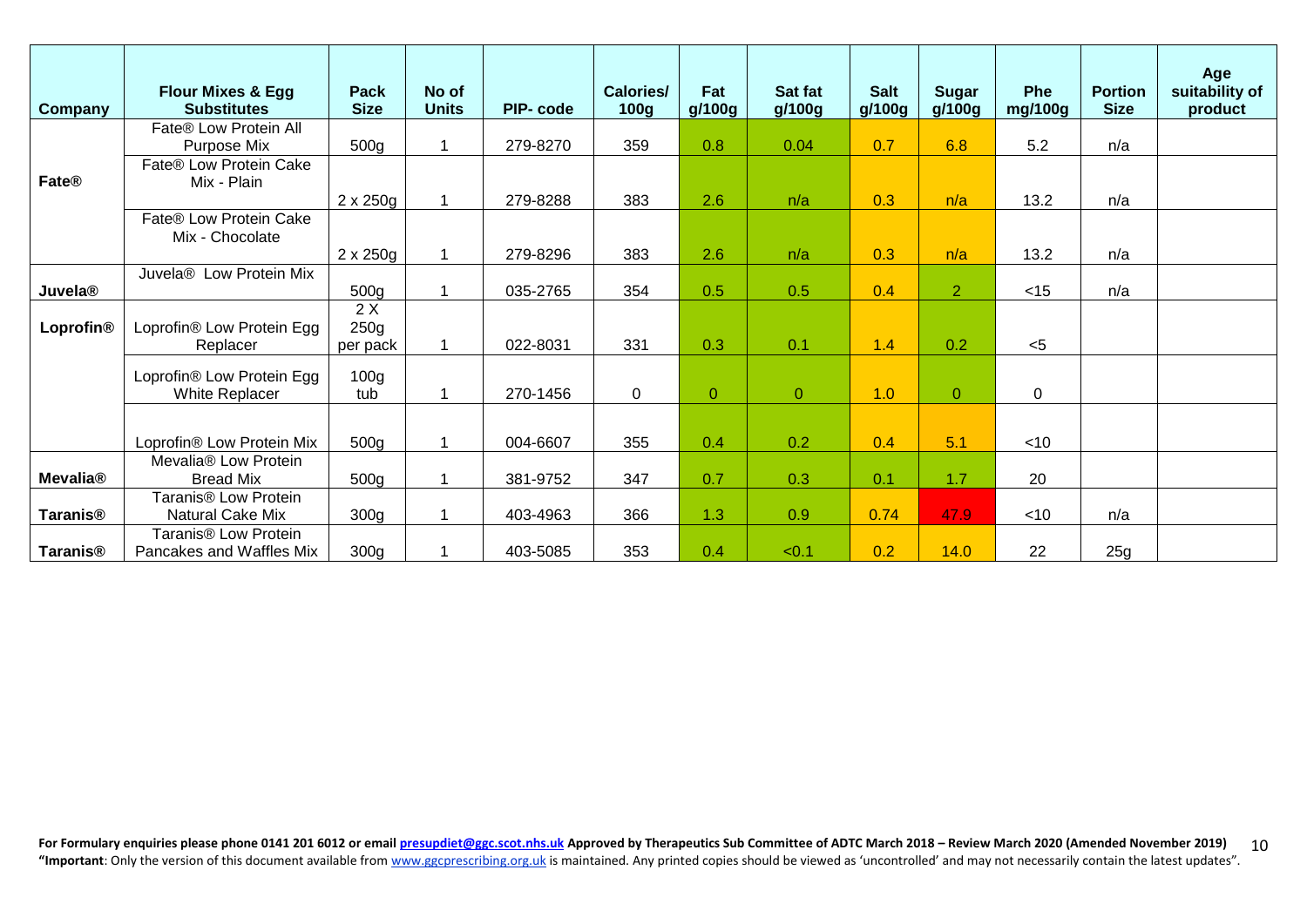| Company | Flour Mixes & Egg Substitutes | Pack Size | No of Units | PIP- code | Calories/ 100g | Fat g/100g | Sat fat g/100g | Salt g/100g | Sugar g/100g | Phe mg/100g | Portion Size | Age suitability of product |
|---|---|---|---|---|---|---|---|---|---|---|---|---|
| Fate® | Fate® Low Protein All Purpose Mix | 500g | 1 | 279-8270 | 359 | 0.8 | 0.04 | 0.7 | 6.8 | 5.2 | n/a | |
| | Fate® Low Protein Cake Mix - Plain | 2 x 250g | 1 | 279-8288 | 383 | 2.6 | n/a | 0.3 | n/a | 13.2 | n/a | |
| | Fate® Low Protein Cake Mix - Chocolate | 2 x 250g | 1 | 279-8296 | 383 | 2.6 | n/a | 0.3 | n/a | 13.2 | n/a | |
| Juvela® | Juvela® Low Protein Mix | 500g | 1 | 035-2765 | 354 | 0.5 | 0.5 | 0.4 | 2 | <15 | n/a | |
| Loprofin® | Loprofin® Low Protein Egg Replacer | 2 X 250g per pack | 1 | 022-8031 | 331 | 0.3 | 0.1 | 1.4 | 0.2 | <5 | | |
| | Loprofin® Low Protein Egg White Replacer | 100g tub | 1 | 270-1456 | 0 | 0 | 0 | 1.0 | 0 | 0 | | |
| | Loprofin® Low Protein Mix | 500g | 1 | 004-6607 | 355 | 0.4 | 0.2 | 0.4 | 5.1 | <10 | | |
| Mevalia® | Mevalia® Low Protein Bread Mix | 500g | 1 | 381-9752 | 347 | 0.7 | 0.3 | 0.1 | 1.7 | 20 | | |
| Taranis® | Taranis® Low Protein Natural Cake Mix | 300g | 1 | 403-4963 | 366 | 1.3 | 0.9 | 0.74 | 47.9 | <10 | n/a | |
| Taranis® | Taranis® Low Protein Pancakes and Waffles Mix | 300g | 1 | 403-5085 | 353 | 0.4 | <0.1 | 0.2 | 14.0 | 22 | 25g | |

**For Formulary enquiries please phone 0141 201 6012 or email presupdiet@ggc.scot.nhs.uk Approved by Therapeutics Sub Committee of ADTC March 2018 – Review March 2020 (Amended November 2019)**
**"Important**: Only the version of this document available from www.ggcprescribing.org.uk is maintained. Any printed copies should be viewed as 'uncontrolled' and may not necessarily contain the latest updates".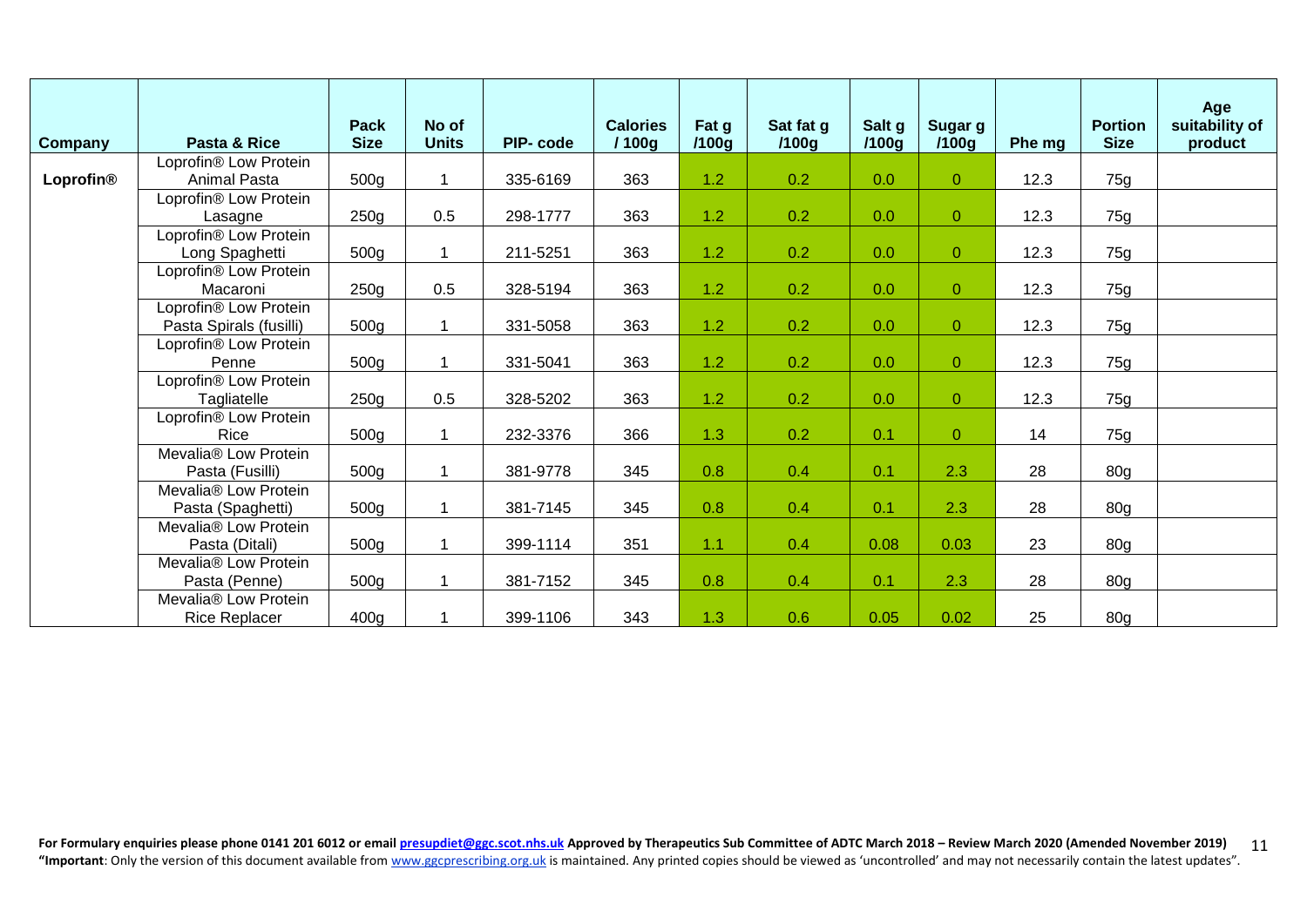| Company | Pasta & Rice | Pack Size | No of Units | PIP- code | Calories / 100g | Fat g /100g | Sat fat g /100g | Salt g /100g | Sugar g /100g | Phe mg | Portion Size | Age suitability of product |
|---|---|---|---|---|---|---|---|---|---|---|---|---|
| **Loprofin®** | Loprofin® Low Protein Animal Pasta | 500g | 1 | 335-6169 | 363 | 1.2 | 0.2 | 0.0 | 0 | 12.3 | 75g | |
| | Loprofin® Low Protein Lasagne | 250g | 0.5 | 298-1777 | 363 | 1.2 | 0.2 | 0.0 | 0 | 12.3 | 75g | |
| | Loprofin® Low Protein Long Spaghetti | 500g | 1 | 211-5251 | 363 | 1.2 | 0.2 | 0.0 | 0 | 12.3 | 75g | |
| | Loprofin® Low Protein Macaroni | 250g | 0.5 | 328-5194 | 363 | 1.2 | 0.2 | 0.0 | 0 | 12.3 | 75g | |
| | Loprofin® Low Protein Pasta Spirals (fusilli) | 500g | 1 | 331-5058 | 363 | 1.2 | 0.2 | 0.0 | 0 | 12.3 | 75g | |
| | Loprofin® Low Protein Penne | 500g | 1 | 331-5041 | 363 | 1.2 | 0.2 | 0.0 | 0 | 12.3 | 75g | |
| | Loprofin® Low Protein Tagliatelle | 250g | 0.5 | 328-5202 | 363 | 1.2 | 0.2 | 0.0 | 0 | 12.3 | 75g | |
| | Loprofin® Low Protein Rice | 500g | 1 | 232-3376 | 366 | 1.3 | 0.2 | 0.1 | 0 | 14 | 75g | |
| | Mevalia® Low Protein Pasta (Fusilli) | 500g | 1 | 381-9778 | 345 | 0.8 | 0.4 | 0.1 | 2.3 | 28 | 80g | |
| | Mevalia® Low Protein Pasta (Spaghetti) | 500g | 1 | 381-7145 | 345 | 0.8 | 0.4 | 0.1 | 2.3 | 28 | 80g | |
| | Mevalia® Low Protein Pasta (Ditali) | 500g | 1 | 399-1114 | 351 | 1.1 | 0.4 | 0.08 | 0.03 | 23 | 80g | |
| | Mevalia® Low Protein Pasta (Penne) | 500g | 1 | 381-7152 | 345 | 0.8 | 0.4 | 0.1 | 2.3 | 28 | 80g | |
| | Mevalia® Low Protein Rice Replacer | 400g | 1 | 399-1106 | 343 | 1.3 | 0.6 | 0.05 | 0.02 | 25 | 80g | |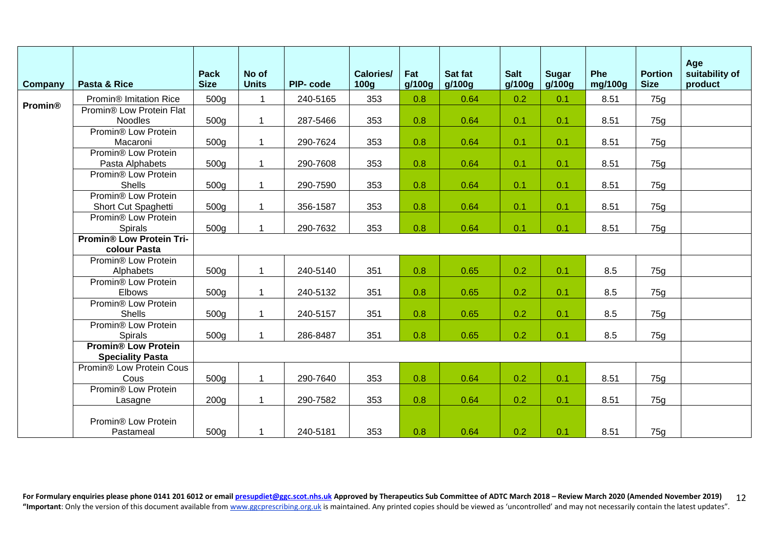| Company | Pasta & Rice | Pack Size | No of Units | PIP- code | Calories/ 100g | Fat g/100g | Sat fat g/100g | Salt g/100g | Sugar g/100g | Phe mg/100g | Portion Size | Age suitability of product |
|---|---|---|---|---|---|---|---|---|---|---|---|---|
| **Promin®** | Promin® Imitation Rice | 500g | 1 | 240-5165 | 353 | 0.8 | 0.64 | 0.2 | 0.1 | 8.51 | 75g | |
| | Promin® Low Protein Flat Noodles | 500g | 1 | 287-5466 | 353 | 0.8 | 0.64 | 0.1 | 0.1 | 8.51 | 75g | |
| | Promin® Low Protein Macaroni | 500g | 1 | 290-7624 | 353 | 0.8 | 0.64 | 0.1 | 0.1 | 8.51 | 75g | |
| | Promin® Low Protein Pasta Alphabets | 500g | 1 | 290-7608 | 353 | 0.8 | 0.64 | 0.1 | 0.1 | 8.51 | 75g | |
| | Promin® Low Protein Shells | 500g | 1 | 290-7590 | 353 | 0.8 | 0.64 | 0.1 | 0.1 | 8.51 | 75g | |
| | Promin® Low Protein Short Cut Spaghetti | 500g | 1 | 356-1587 | 353 | 0.8 | 0.64 | 0.1 | 0.1 | 8.51 | 75g | |
| | Promin® Low Protein Spirals | 500g | 1 | 290-7632 | 353 | 0.8 | 0.64 | 0.1 | 0.1 | 8.51 | 75g | |
| | **Promin® Low Protein Tri-colour Pasta** | | | | | | | | | | | |
| | Promin® Low Protein Alphabets | 500g | 1 | 240-5140 | 351 | 0.8 | 0.65 | 0.2 | 0.1 | 8.5 | 75g | |
| | Promin® Low Protein Elbows | 500g | 1 | 240-5132 | 351 | 0.8 | 0.65 | 0.2 | 0.1 | 8.5 | 75g | |
| | Promin® Low Protein Shells | 500g | 1 | 240-5157 | 351 | 0.8 | 0.65 | 0.2 | 0.1 | 8.5 | 75g | |
| | Promin® Low Protein Spirals | 500g | 1 | 286-8487 | 351 | 0.8 | 0.65 | 0.2 | 0.1 | 8.5 | 75g | |
| | **Promin® Low Protein Speciality Pasta** | | | | | | | | | | | |
| | Promin® Low Protein Cous Cous | 500g | 1 | 290-7640 | 353 | 0.8 | 0.64 | 0.2 | 0.1 | 8.51 | 75g | |
| | Promin® Low Protein Lasagne | 200g | 1 | 290-7582 | 353 | 0.8 | 0.64 | 0.2 | 0.1 | 8.51 | 75g | |
| | Promin® Low Protein Pastameal | 500g | 1 | 240-5181 | 353 | 0.8 | 0.64 | 0.2 | 0.1 | 8.51 | 75g | |

**For Formulary enquiries please phone 0141 201 6012 or email presupdiet@ggc.scot.nhs.uk Approved by Therapeutics Sub Committee of ADTC March 2018 – Review March 2020 (Amended November 2019)**

**"Important**: Only the version of this document available from www.ggcprescribing.org.uk is maintained. Any printed copies should be viewed as 'uncontrolled' and may not necessarily contain the latest updates".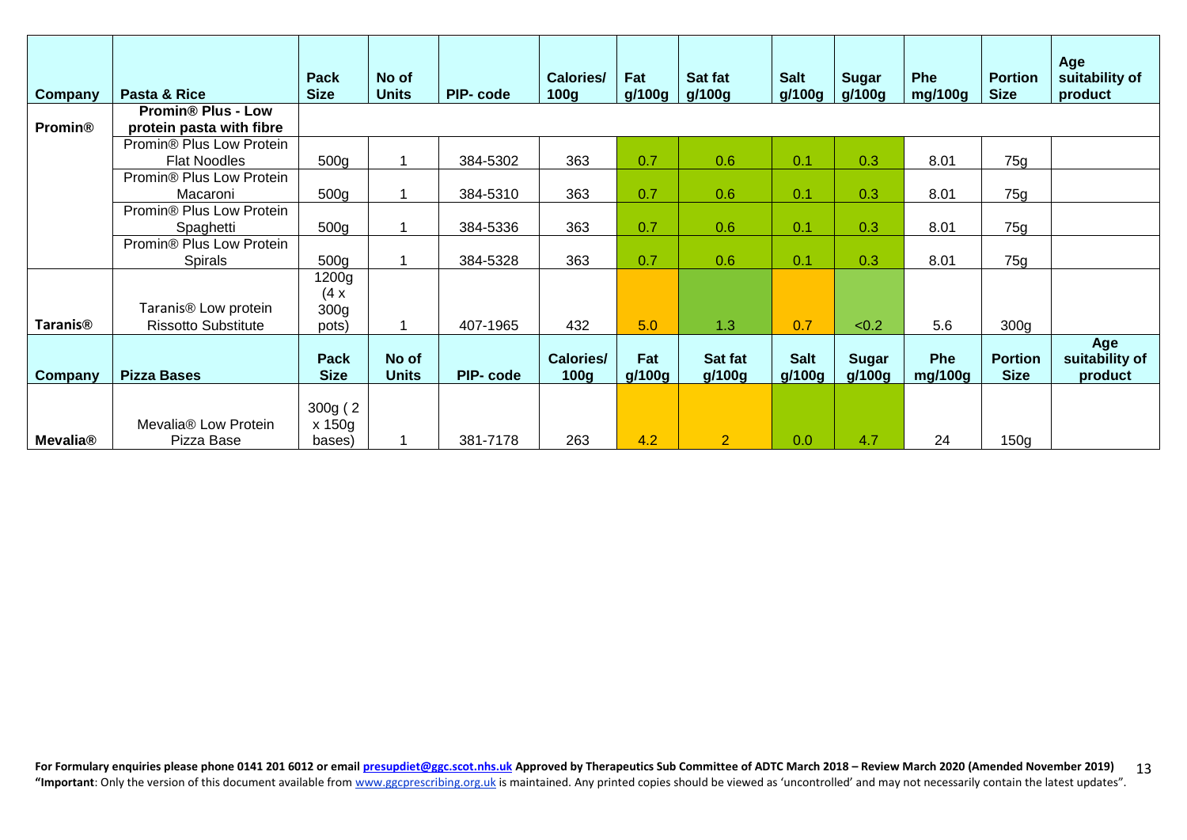| Company | Pasta & Rice | Pack Size | No of Units | PIP- code | Calories/ 100g | Fat g/100g | Sat fat g/100g | Salt g/100g | Sugar g/100g | Phe mg/100g | Portion Size | Age suitability of product |
|---|---|---|---|---|---|---|---|---|---|---|---|---|
| **Promin®** | **Promin® Plus - Low protein pasta with fibre** | | | | | | | | | | | |
| | Promin® Plus Low Protein Flat Noodles | 500g | 1 | 384-5302 | 363 | 0.7 | 0.6 | 0.1 | 0.3 | 8.01 | 75g | |
| | Promin® Plus Low Protein Macaroni | 500g | 1 | 384-5310 | 363 | 0.7 | 0.6 | 0.1 | 0.3 | 8.01 | 75g | |
| | Promin® Plus Low Protein Spaghetti | 500g | 1 | 384-5336 | 363 | 0.7 | 0.6 | 0.1 | 0.3 | 8.01 | 75g | |
| | Promin® Plus Low Protein Spirals | 500g | 1 | 384-5328 | 363 | 0.7 | 0.6 | 0.1 | 0.3 | 8.01 | 75g | |
| **Taranis®** | Taranis® Low protein Rissotto Substitute | 1200g (4 x 300g pots) | 1 | 407-1965 | 432 | 5.0 | 1.3 | 0.7 | <0.2 | 5.6 | 300g | |
| **Company** | **Pizza Bases** | **Pack Size** | **No of Units** | **PIP- code** | **Calories/ 100g** | **Fat g/100g** | **Sat fat g/100g** | **Salt g/100g** | **Sugar g/100g** | **Phe mg/100g** | **Portion Size** | **Age suitability of product** |
| **Mevalia®** | Mevalia® Low Protein Pizza Base | 300g ( 2 x 150g bases) | 1 | 381-7178 | 263 | 4.2 | 2 | 0.0 | 4.7 | 24 | 150g | |

**For Formulary enquiries please phone 0141 201 6012 or email presupdiet@ggc.scot.nhs.uk Approved by Therapeutics Sub Committee of ADTC March 2018 – Review March 2020 (Amended November 2019)**
**"Important**: Only the version of this document available from www.ggcprescribing.org.uk is maintained. Any printed copies should be viewed as 'uncontrolled' and may not necessarily contain the latest updates".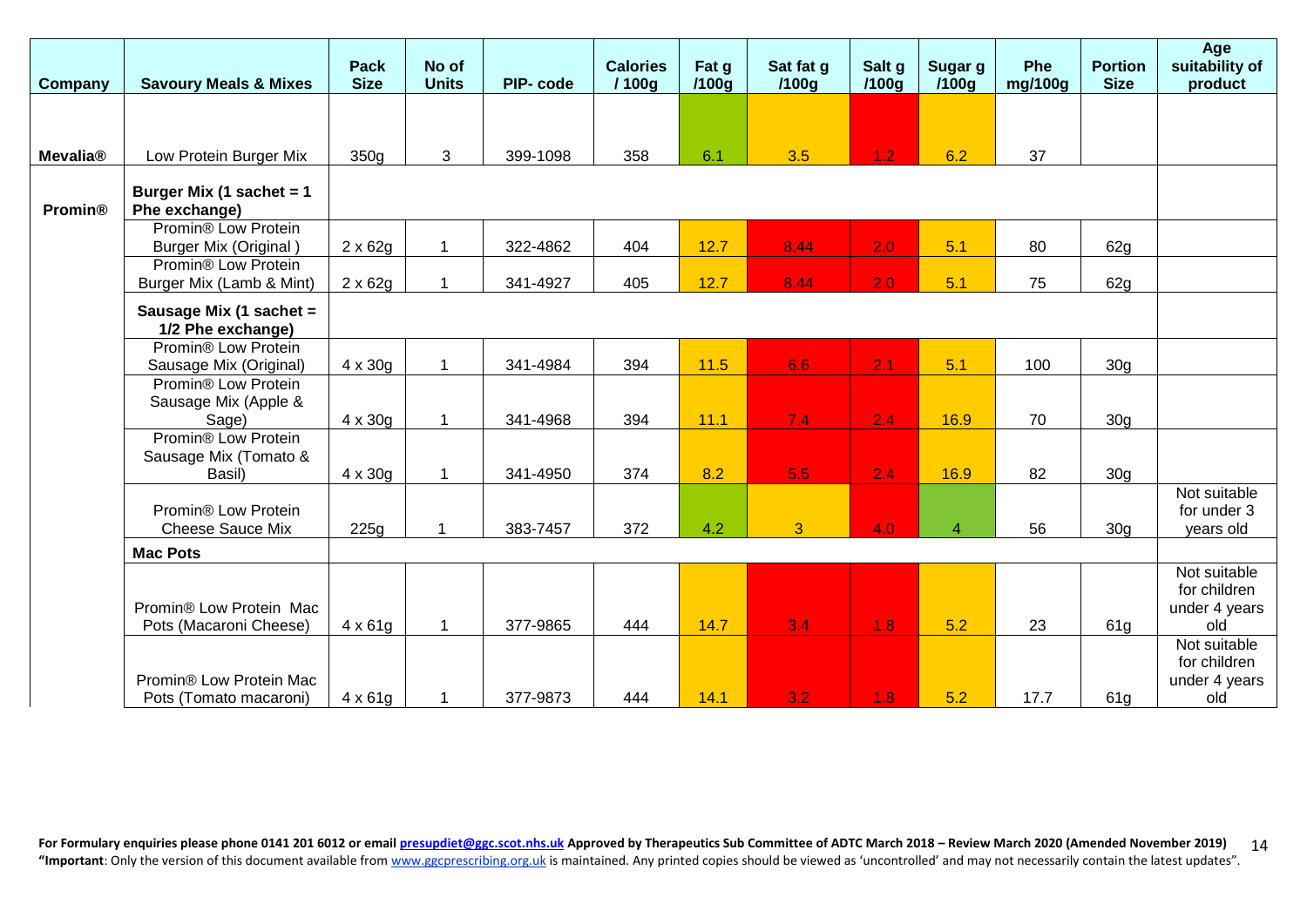| Company | Savoury Meals & Mixes | Pack Size | No of Units | PIP- code | Calories / 100g | Fat g /100g | Sat fat g /100g | Salt g /100g | Sugar g /100g | Phe mg/100g | Portion Size | Age suitability of product |
|---|---|---|---|---|---|---|---|---|---|---|---|---|
| **Mevalia®** | Low Protein Burger Mix | 350g | 3 | 399-1098 | 358 | 6.1 | 3.5 | 1.2 | 6.2 | 37 | | |
| **Promin®** | **Burger Mix (1 sachet = 1 Phe exchange)** | | | | | | | | | | | |
| | Promin® Low Protein Burger Mix (Original ) | 2 x 62g | 1 | 322-4862 | 404 | 12.7 | 8.44 | 2.0 | 5.1 | 80 | 62g | |
| | Promin® Low Protein Burger Mix (Lamb & Mint) | 2 x 62g | 1 | 341-4927 | 405 | 12.7 | 8.44 | 2.0 | 5.1 | 75 | 62g | |
| | **Sausage Mix (1 sachet = 1/2 Phe exchange)** | | | | | | | | | | | |
| | Promin® Low Protein Sausage Mix (Original) | 4 x 30g | 1 | 341-4984 | 394 | 11.5 | 6.6 | 2.1 | 5.1 | 100 | 30g | |
| | Promin® Low Protein Sausage Mix (Apple & Sage) | 4 x 30g | 1 | 341-4968 | 394 | 11.1 | 7.4 | 2.4 | 16.9 | 70 | 30g | |
| | Promin® Low Protein Sausage Mix (Tomato & Basil) | 4 x 30g | 1 | 341-4950 | 374 | 8.2 | 5.5 | 2.4 | 16.9 | 82 | 30g | |
| | Promin® Low Protein Cheese Sauce Mix | 225g | 1 | 383-7457 | 372 | 4.2 | 3 | 4.0 | 4 | 56 | 30g | Not suitable for under 3 years old |
| | **Mac Pots** | | | | | | | | | | | |
| | Promin® Low Protein Mac Pots (Macaroni Cheese) | 4 x 61g | 1 | 377-9865 | 444 | 14.7 | 3.4 | 1.8 | 5.2 | 23 | 61g | Not suitable for children under 4 years old |
| | Promin® Low Protein Mac Pots (Tomato macaroni) | 4 x 61g | 1 | 377-9873 | 444 | 14.1 | 3.2 | 1.8 | 5.2 | 17.7 | 61g | Not suitable for children under 4 years old |

**For Formulary enquiries please phone 0141 201 6012 or email presupdiet@ggc.scot.nhs.uk Approved by Therapeutics Sub Committee of ADTC March 2018 – Review March 2020 (Amended November 2019)**

**"Important**: Only the version of this document available from www.ggcprescribing.org.uk is maintained. Any printed copies should be viewed as 'uncontrolled' and may not necessarily contain the latest updates".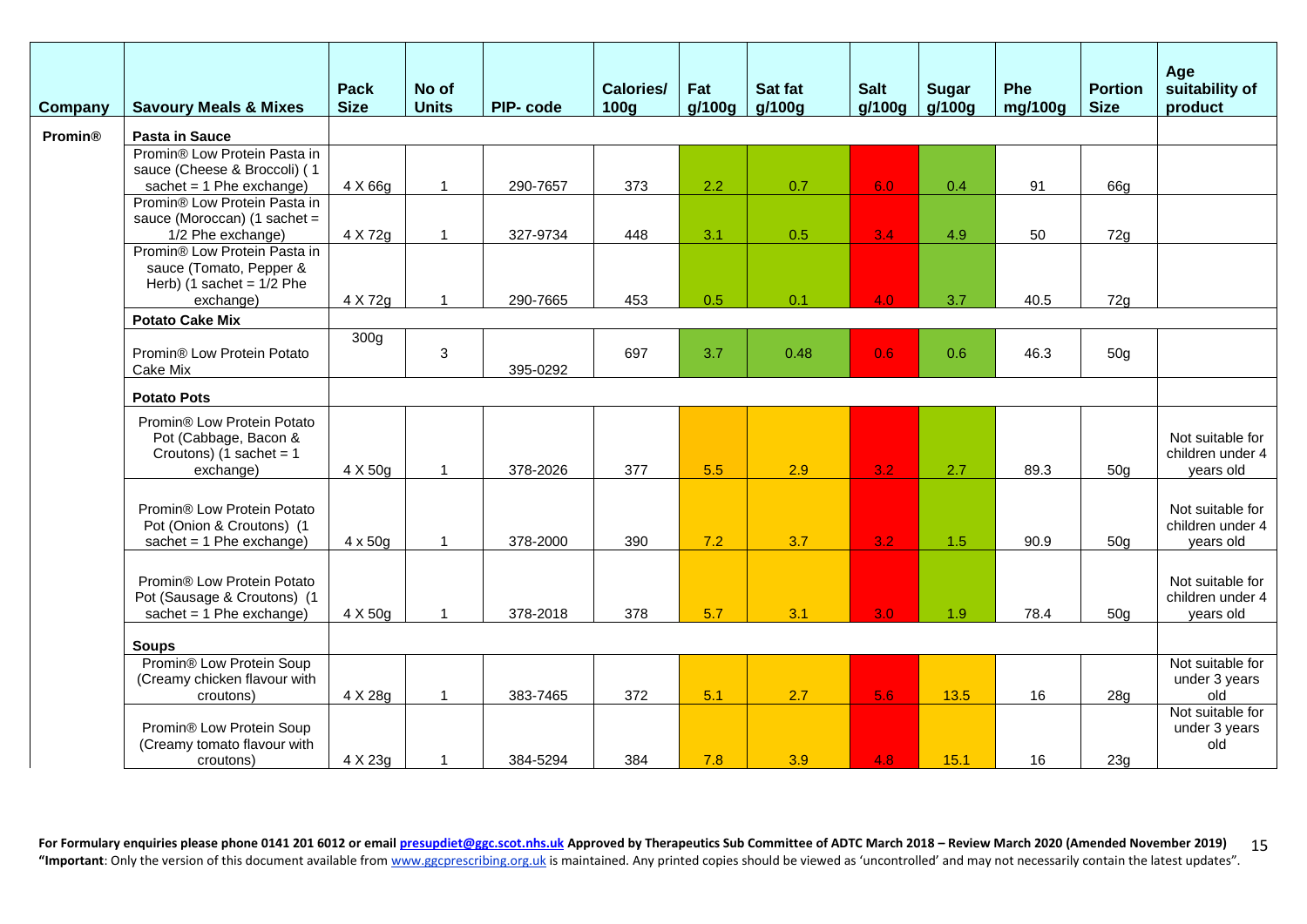| Company | Savoury Meals & Mixes | Pack Size | No of Units | PIP- code | Calories/ 100g | Fat g/100g | Sat fat g/100g | Salt g/100g | Sugar g/100g | Phe mg/100g | Portion Size | Age suitability of product |
|---|---|---|---|---|---|---|---|---|---|---|---|---|
| **Promin®** | **Pasta in Sauce** | | | | | | | | | | | |
| | Promin® Low Protein Pasta in sauce (Cheese & Broccoli) ( 1 sachet = 1 Phe exchange) | 4 X 66g | 1 | 290-7657 | 373 | 2.2 | 0.7 | 6.0 | 0.4 | 91 | 66g | |
| | Promin® Low Protein Pasta in sauce (Moroccan) (1 sachet = 1/2 Phe exchange) | 4 X 72g | 1 | 327-9734 | 448 | 3.1 | 0.5 | 3.4 | 4.9 | 50 | 72g | |
| | Promin® Low Protein Pasta in sauce (Tomato, Pepper & Herb) (1 sachet = 1/2 Phe exchange) | 4 X 72g | 1 | 290-7665 | 453 | 0.5 | 0.1 | 4.0 | 3.7 | 40.5 | 72g | |
| | **Potato Cake Mix** | | | | | | | | | | | |
| | Promin® Low Protein Potato Cake Mix | 300g | 3 | 395-0292 | 697 | 3.7 | 0.48 | 0.6 | 0.6 | 46.3 | 50g | |
| | **Potato Pots** | | | | | | | | | | | |
| | Promin® Low Protein Potato Pot (Cabbage, Bacon & Croutons) (1 sachet = 1 exchange) | 4 X 50g | 1 | 378-2026 | 377 | 5.5 | 2.9 | 3.2 | 2.7 | 89.3 | 50g | Not suitable for children under 4 years old |
| | Promin® Low Protein Potato Pot (Onion & Croutons) (1 sachet = 1 Phe exchange) | 4 x 50g | 1 | 378-2000 | 390 | 7.2 | 3.7 | 3.2 | 1.5 | 90.9 | 50g | Not suitable for children under 4 years old |
| | Promin® Low Protein Potato Pot (Sausage & Croutons) (1 sachet = 1 Phe exchange) | 4 X 50g | 1 | 378-2018 | 378 | 5.7 | 3.1 | 3.0 | 1.9 | 78.4 | 50g | Not suitable for children under 4 years old |
| | **Soups** | | | | | | | | | | | |
| | Promin® Low Protein Soup (Creamy chicken flavour with croutons) | 4 X 28g | 1 | 383-7465 | 372 | 5.1 | 2.7 | 5.6 | 13.5 | 16 | 28g | Not suitable for under 3 years old |
| | Promin® Low Protein Soup (Creamy tomato flavour with croutons) | 4 X 23g | 1 | 384-5294 | 384 | 7.8 | 3.9 | 4.8 | 15.1 | 16 | 23g | Not suitable for under 3 years old |

**For Formulary enquiries please phone 0141 201 6012 or email presupdiet@ggc.scot.nhs.uk Approved by Therapeutics Sub Committee of ADTC March 2018 – Review March 2020 (Amended November 2019)**
**"Important**: Only the version of this document available from www.ggcprescribing.org.uk is maintained. Any printed copies should be viewed as 'uncontrolled' and may not necessarily contain the latest updates".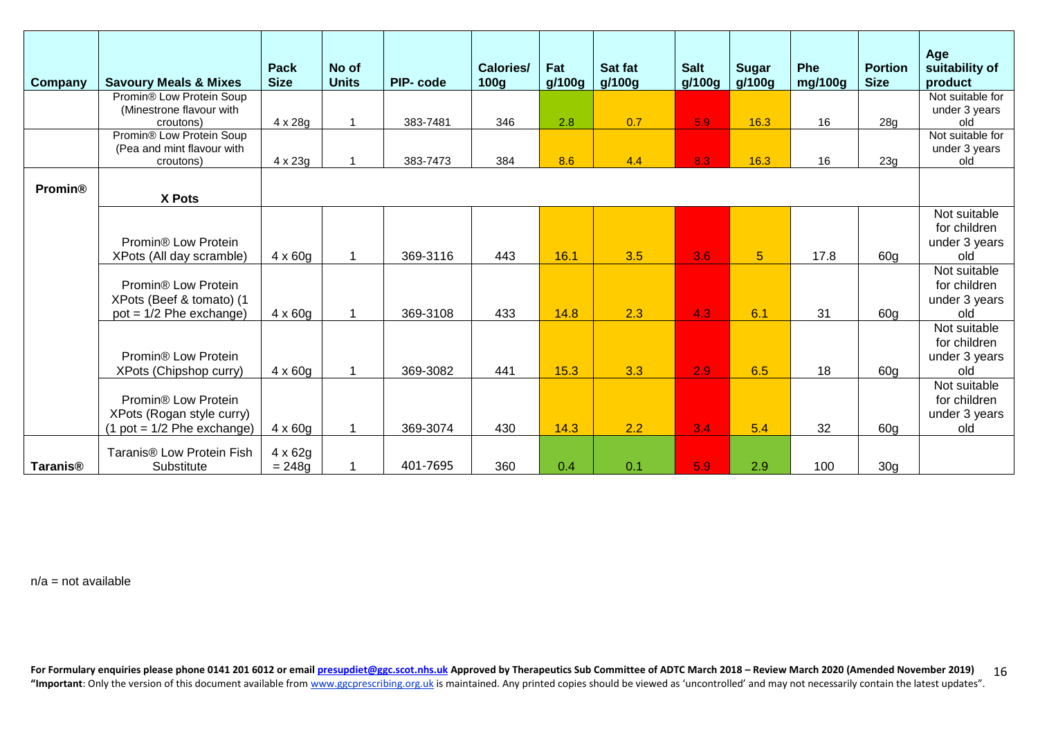| Company | Savoury Meals & Mixes | Pack Size | No of Units | PIP- code | Calories/ 100g | Fat g/100g | Sat fat g/100g | Salt g/100g | Sugar g/100g | Phe mg/100g | Portion Size | Age suitability of product |
|---|---|---|---|---|---|---|---|---|---|---|---|---|
| | Promin® Low Protein Soup (Minestrone flavour with croutons) | 4 x 28g | 1 | 383-7481 | 346 | 2.8 | 0.7 | 5.9 | 16.3 | 16 | 28g | Not suitable for under 3 years old |
| | Promin® Low Protein Soup (Pea and mint flavour with croutons) | 4 x 23g | 1 | 383-7473 | 384 | 8.6 | 4.4 | 8.3 | 16.3 | 16 | 23g | Not suitable for under 3 years old |
| **Promin®** | **X Pots** | | | | | | | | | | | |
| | Promin® Low Protein XPots (All day scramble) | 4 x 60g | 1 | 369-3116 | 443 | 16.1 | 3.5 | 3.6 | 5 | 17.8 | 60g | Not suitable for children under 3 years old |
| | Promin® Low Protein XPots (Beef & tomato) (1 pot = 1/2 Phe exchange) | 4 x 60g | 1 | 369-3108 | 433 | 14.8 | 2.3 | 4.3 | 6.1 | 31 | 60g | Not suitable for children under 3 years old |
| | Promin® Low Protein XPots (Chipshop curry) | 4 x 60g | 1 | 369-3082 | 441 | 15.3 | 3.3 | 2.9 | 6.5 | 18 | 60g | Not suitable for children under 3 years old |
| | Promin® Low Protein XPots (Rogan style curry) (1 pot = 1/2 Phe exchange) | 4 x 60g | 1 | 369-3074 | 430 | 14.3 | 2.2 | 3.4 | 5.4 | 32 | 60g | Not suitable for children under 3 years old |
| **Taranis®** | Taranis® Low Protein Fish Substitute | 4 x 62g = 248g | 1 | 401-7695 | 360 | 0.4 | 0.1 | 5.9 | 2.9 | 100 | 30g | |

n/a = not available

**For Formulary enquiries please phone 0141 201 6012 or email presupdiet@ggc.scot.nhs.uk Approved by Therapeutics Sub Committee of ADTC March 2018 – Review March 2020 (Amended November 2019)**
**"Important**: Only the version of this document available from www.ggcprescribing.org.uk is maintained. Any printed copies should be viewed as 'uncontrolled' and may not necessarily contain the latest updates".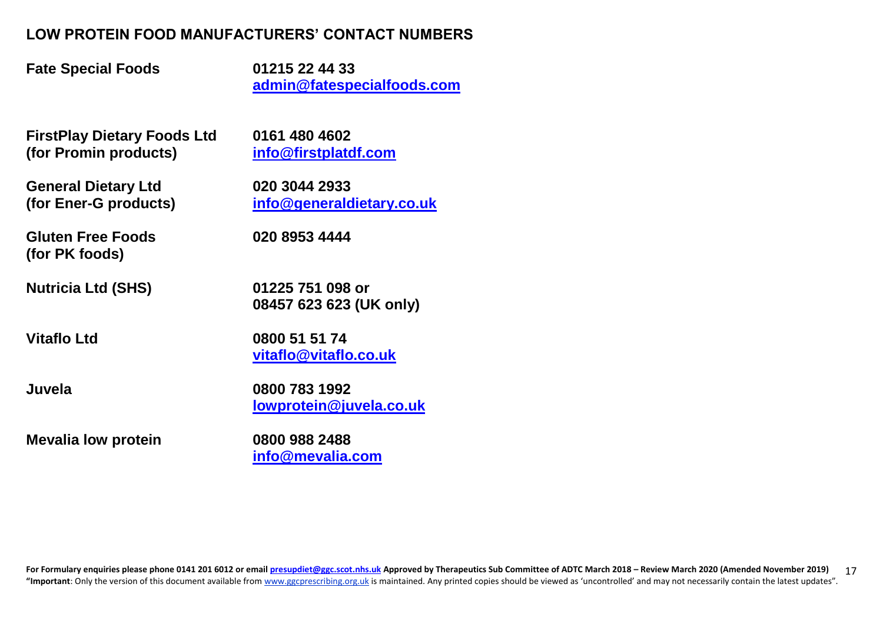## LOW PROTEIN FOOD MANUFACTURERS' CONTACT NUMBERS

| | |
|---|---|
| **Fate Special Foods** | **01215 22 44 33**<br>**admin@fatespecialfoods.com** |
| **FirstPlay Dietary Foods Ltd (for Promin products)** | **0161 480 4602**<br>**info@firstplatdf.com** |
| **General Dietary Ltd (for Ener-G products)** | **020 3044 2933**<br>**info@generaldietary.co.uk** |
| **Gluten Free Foods (for PK foods)** | **020 8953 4444** |
| **Nutricia Ltd (SHS)** | **01225 751 098 or**<br>**08457 623 623 (UK only)** |
| **Vitaflo Ltd** | **0800 51 51 74**<br>**vitaflo@vitaflo.co.uk** |
| **Juvela** | **0800 783 1992**<br>**lowprotein@juvela.co.uk** |
| **Mevalia low protein** | **0800 988 2488**<br>**info@mevalia.com** |